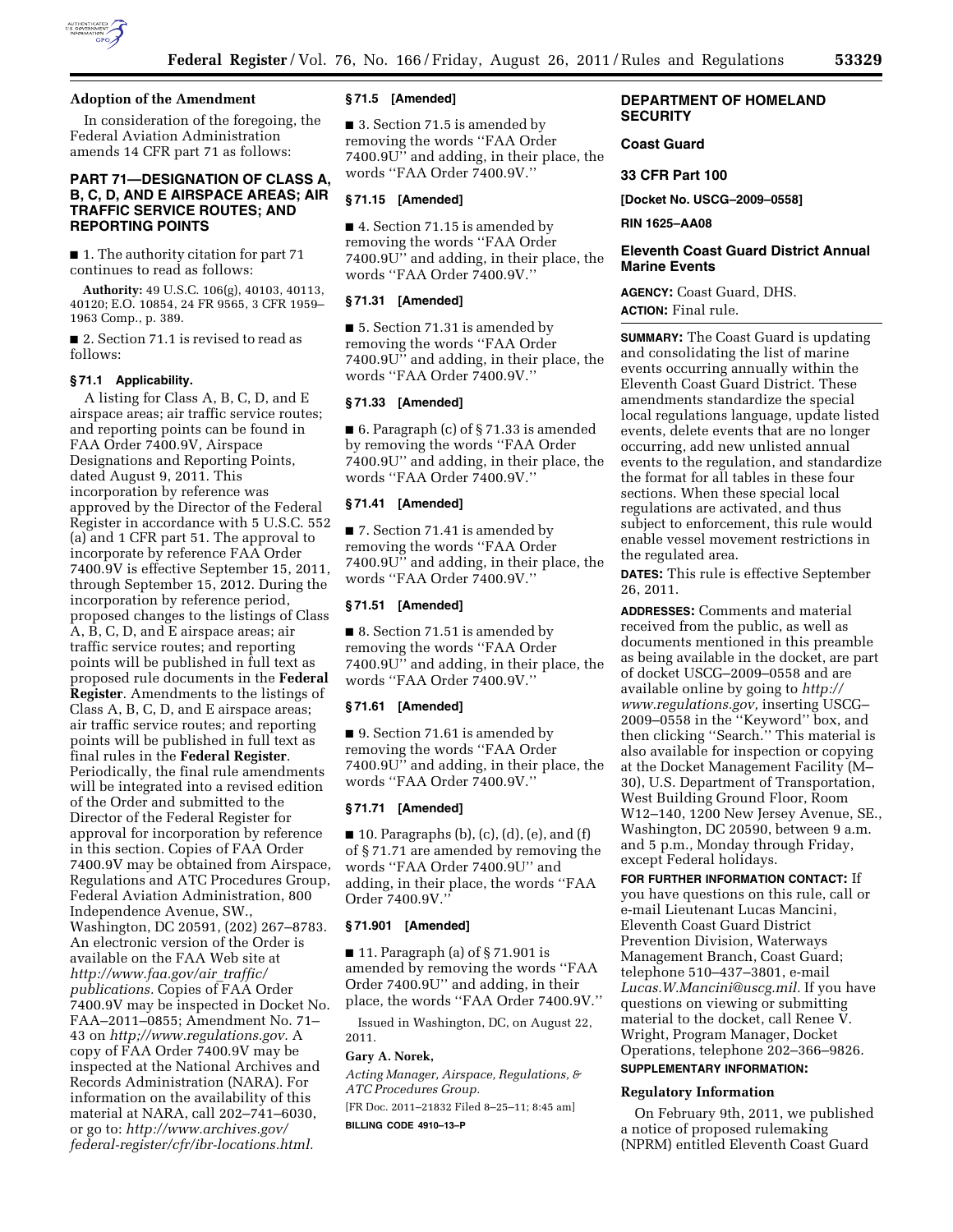## Adoption of the Amendment

In consideration of the foregoing, the Federal Aviation Administration amends 14 CFR part 71 as follows:

### PART 71—DESIGNATION OF CLASS A, B, C, D, AND E AIRSPACE AREAS; AIR TRAFFIC SERVICE ROUTES; AND REPORTING POINTS

■ 1. The authority citation for part 71 continues to read as follows:

**Authority:** 49 U.S.C. 106(g), 40103, 40113, 40120; E.O. 10854, 24 FR 9565, 3 CFR 1959–1963 Comp., p. 389.

■ 2. Section 71.1 is revised to read as follows:

#### § 71.1 Applicability.

A listing for Class A, B, C, D, and E airspace areas; air traffic service routes; and reporting points can be found in FAA Order 7400.9V, Airspace Designations and Reporting Points, dated August 9, 2011. This incorporation by reference was approved by the Director of the Federal Register in accordance with 5 U.S.C. 552 (a) and 1 CFR part 51. The approval to incorporate by reference FAA Order 7400.9V is effective September 15, 2011, through September 15, 2012. During the incorporation by reference period, proposed changes to the listings of Class A, B, C, D, and E airspace areas; air traffic service routes; and reporting points will be published in full text as proposed rule documents in the **Federal Register**. Amendments to the listings of Class A, B, C, D, and E airspace areas; air traffic service routes; and reporting points will be published in full text as final rules in the **Federal Register**. Periodically, the final rule amendments will be integrated into a revised edition of the Order and submitted to the Director of the Federal Register for approval for incorporation by reference in this section. Copies of FAA Order 7400.9V may be obtained from Airspace, Regulations and ATC Procedures Group, Federal Aviation Administration, 800 Independence Avenue, SW., Washington, DC 20591, (202) 267–8783. An electronic version of the Order is available on the FAA Web site at *http://www.faa.gov/air_traffic/publications.* Copies of FAA Order 7400.9V may be inspected in Docket No. FAA–2011–0855; Amendment No. 71–43 on *http;//www.regulations.gov.* A copy of FAA Order 7400.9V may be inspected at the National Archives and Records Administration (NARA). For information on the availability of this material at NARA, call 202–741–6030, or go to: *http://www.archives.gov/federal-register/cfr/ibr-locations.html.*

#### § 71.5 [Amended]

■ 3. Section 71.5 is amended by removing the words ''FAA Order 7400.9U'' and adding, in their place, the words ''FAA Order 7400.9V.''

#### § 71.15 [Amended]

■ 4. Section 71.15 is amended by removing the words ''FAA Order 7400.9U'' and adding, in their place, the words ''FAA Order 7400.9V.''

#### § 71.31 [Amended]

■ 5. Section 71.31 is amended by removing the words ''FAA Order 7400.9U'' and adding, in their place, the words ''FAA Order 7400.9V.''

#### § 71.33 [Amended]

■ 6. Paragraph (c) of § 71.33 is amended by removing the words ''FAA Order 7400.9U'' and adding, in their place, the words ''FAA Order 7400.9V.''

#### § 71.41 [Amended]

■ 7. Section 71.41 is amended by removing the words ''FAA Order 7400.9U'' and adding, in their place, the words ''FAA Order 7400.9V.''

#### § 71.51 [Amended]

■ 8. Section 71.51 is amended by removing the words ''FAA Order 7400.9U'' and adding, in their place, the words ''FAA Order 7400.9V.''

#### § 71.61 [Amended]

■ 9. Section 71.61 is amended by removing the words ''FAA Order 7400.9U'' and adding, in their place, the words ''FAA Order 7400.9V.''

#### § 71.71 [Amended]

■ 10. Paragraphs (b), (c), (d), (e), and (f) of § 71.71 are amended by removing the words ''FAA Order 7400.9U'' and adding, in their place, the words ''FAA Order 7400.9V.''

#### § 71.901 [Amended]

■ 11. Paragraph (a) of § 71.901 is amended by removing the words ''FAA Order 7400.9U'' and adding, in their place, the words ''FAA Order 7400.9V.''

Issued in Washington, DC, on August 22, 2011.

**Gary A. Norek,**

*Acting Manager, Airspace, Regulations, & ATC Procedures Group.*

[FR Doc. 2011–21832 Filed 8–25–11; 8:45 am]

**BILLING CODE 4910–13–P**

## DEPARTMENT OF HOMELAND SECURITY

### Coast Guard

### 33 CFR Part 100

**[Docket No. USCG–2009–0558]**

**RIN 1625–AA08**

## Eleventh Coast Guard District Annual Marine Events

**AGENCY:** Coast Guard, DHS.

**ACTION:** Final rule.

**SUMMARY:** The Coast Guard is updating and consolidating the list of marine events occurring annually within the Eleventh Coast Guard District. These amendments standardize the special local regulations language, update listed events, delete events that are no longer occurring, add new unlisted annual events to the regulation, and standardize the format for all tables in these four sections. When these special local regulations are activated, and thus subject to enforcement, this rule would enable vessel movement restrictions in the regulated area.

**DATES:** This rule is effective September 26, 2011.

**ADDRESSES:** Comments and material received from the public, as well as documents mentioned in this preamble as being available in the docket, are part of docket USCG–2009–0558 and are available online by going to *http://www.regulations.gov,* inserting USCG–2009–0558 in the ''Keyword'' box, and then clicking ''Search.'' This material is also available for inspection or copying at the Docket Management Facility (M–30), U.S. Department of Transportation, West Building Ground Floor, Room W12–140, 1200 New Jersey Avenue, SE., Washington, DC 20590, between 9 a.m. and 5 p.m., Monday through Friday, except Federal holidays.

**FOR FURTHER INFORMATION CONTACT:** If you have questions on this rule, call or e-mail Lieutenant Lucas Mancini, Eleventh Coast Guard District Prevention Division, Waterways Management Branch, Coast Guard; telephone 510–437–3801, e-mail *Lucas.W.Mancini@uscg.mil.* If you have questions on viewing or submitting material to the docket, call Renee V. Wright, Program Manager, Docket Operations, telephone 202–366–9826.

**SUPPLEMENTARY INFORMATION:**

### Regulatory Information

On February 9th, 2011, we published a notice of proposed rulemaking (NPRM) entitled Eleventh Coast Guard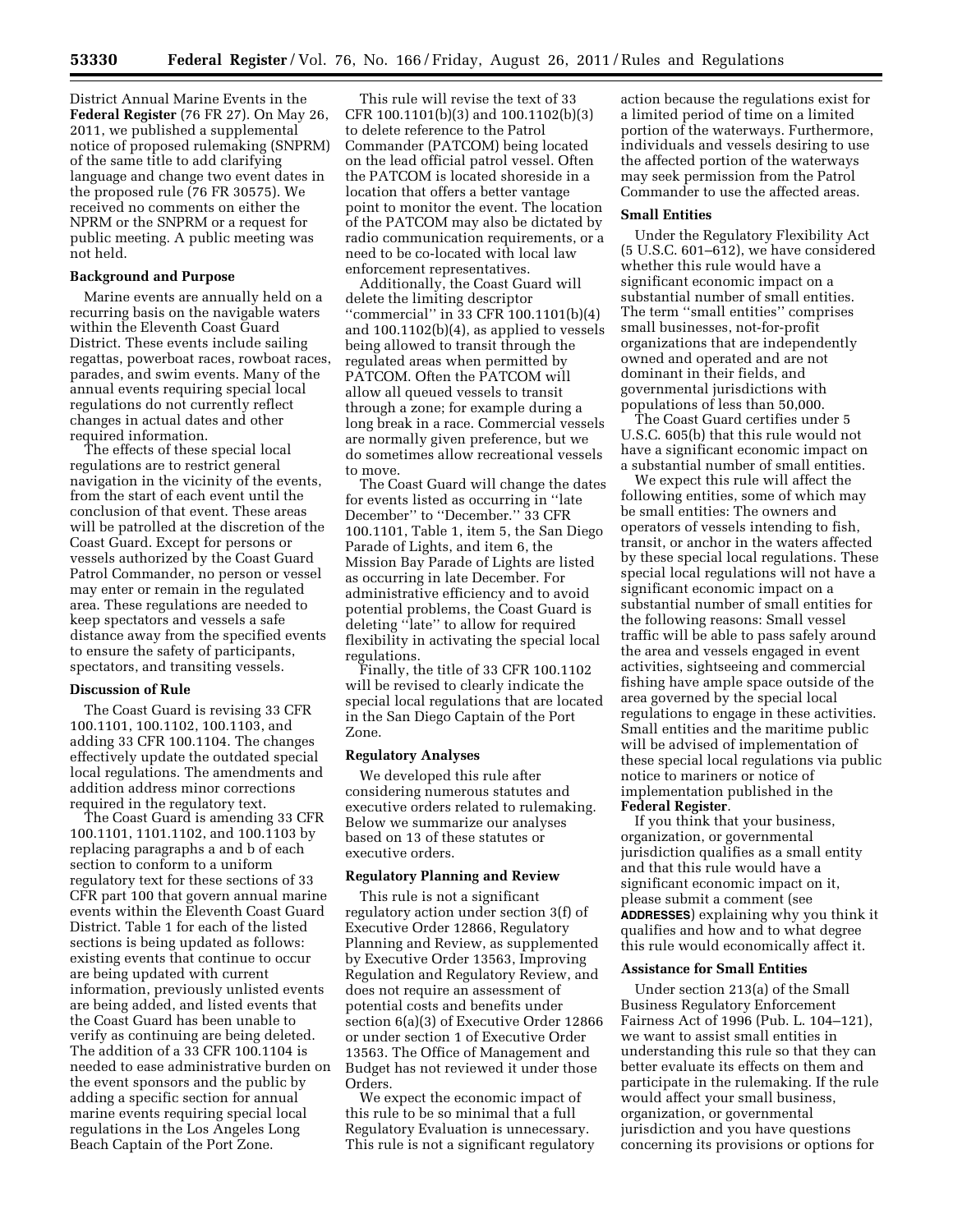District Annual Marine Events in the **Federal Register** (76 FR 27). On May 26, 2011, we published a supplemental notice of proposed rulemaking (SNPRM) of the same title to add clarifying language and change two event dates in the proposed rule (76 FR 30575). We received no comments on either the NPRM or the SNPRM or a request for public meeting. A public meeting was not held.

### Background and Purpose

Marine events are annually held on a recurring basis on the navigable waters within the Eleventh Coast Guard District. These events include sailing regattas, powerboat races, rowboat races, parades, and swim events. Many of the annual events requiring special local regulations do not currently reflect changes in actual dates and other required information.

The effects of these special local regulations are to restrict general navigation in the vicinity of the events, from the start of each event until the conclusion of that event. These areas will be patrolled at the discretion of the Coast Guard. Except for persons or vessels authorized by the Coast Guard Patrol Commander, no person or vessel may enter or remain in the regulated area. These regulations are needed to keep spectators and vessels a safe distance away from the specified events to ensure the safety of participants, spectators, and transiting vessels.

### Discussion of Rule

The Coast Guard is revising 33 CFR 100.1101, 100.1102, 100.1103, and adding 33 CFR 100.1104. The changes effectively update the outdated special local regulations. The amendments and addition address minor corrections required in the regulatory text.

The Coast Guard is amending 33 CFR 100.1101, 1101.1102, and 100.1103 by replacing paragraphs a and b of each section to conform to a uniform regulatory text for these sections of 33 CFR part 100 that govern annual marine events within the Eleventh Coast Guard District. Table 1 for each of the listed sections is being updated as follows: existing events that continue to occur are being updated with current information, previously unlisted events are being added, and listed events that the Coast Guard has been unable to verify as continuing are being deleted. The addition of a 33 CFR 100.1104 is needed to ease administrative burden on the event sponsors and the public by adding a specific section for annual marine events requiring special local regulations in the Los Angeles Long Beach Captain of the Port Zone.

This rule will revise the text of 33 CFR 100.1101(b)(3) and 100.1102(b)(3) to delete reference to the Patrol Commander (PATCOM) being located on the lead official patrol vessel. Often the PATCOM is located shoreside in a location that offers a better vantage point to monitor the event. The location of the PATCOM may also be dictated by radio communication requirements, or a need to be co-located with local law enforcement representatives.

Additionally, the Coast Guard will delete the limiting descriptor "commercial" in 33 CFR 100.1101(b)(4) and 100.1102(b)(4), as applied to vessels being allowed to transit through the regulated areas when permitted by PATCOM. Often the PATCOM will allow all queued vessels to transit through a zone; for example during a long break in a race. Commercial vessels are normally given preference, but we do sometimes allow recreational vessels to move.

The Coast Guard will change the dates for events listed as occurring in "late December" to "December." 33 CFR 100.1101, Table 1, item 5, the San Diego Parade of Lights, and item 6, the Mission Bay Parade of Lights are listed as occurring in late December. For administrative efficiency and to avoid potential problems, the Coast Guard is deleting "late" to allow for required flexibility in activating the special local regulations.

Finally, the title of 33 CFR 100.1102 will be revised to clearly indicate the special local regulations that are located in the San Diego Captain of the Port Zone.

### Regulatory Analyses

We developed this rule after considering numerous statutes and executive orders related to rulemaking. Below we summarize our analyses based on 13 of these statutes or executive orders.

### Regulatory Planning and Review

This rule is not a significant regulatory action under section 3(f) of Executive Order 12866, Regulatory Planning and Review, as supplemented by Executive Order 13563, Improving Regulation and Regulatory Review, and does not require an assessment of potential costs and benefits under section 6(a)(3) of Executive Order 12866 or under section 1 of Executive Order 13563. The Office of Management and Budget has not reviewed it under those Orders.

We expect the economic impact of this rule to be so minimal that a full Regulatory Evaluation is unnecessary. This rule is not a significant regulatory action because the regulations exist for a limited period of time on a limited portion of the waterways. Furthermore, individuals and vessels desiring to use the affected portion of the waterways may seek permission from the Patrol Commander to use the affected areas.

### Small Entities

Under the Regulatory Flexibility Act (5 U.S.C. 601–612), we have considered whether this rule would have a significant economic impact on a substantial number of small entities. The term "small entities" comprises small businesses, not-for-profit organizations that are independently owned and operated and are not dominant in their fields, and governmental jurisdictions with populations of less than 50,000.

The Coast Guard certifies under 5 U.S.C. 605(b) that this rule would not have a significant economic impact on a substantial number of small entities.

We expect this rule will affect the following entities, some of which may be small entities: The owners and operators of vessels intending to fish, transit, or anchor in the waters affected by these special local regulations. These special local regulations will not have a significant economic impact on a substantial number of small entities for the following reasons: Small vessel traffic will be able to pass safely around the area and vessels engaged in event activities, sightseeing and commercial fishing have ample space outside of the area governed by the special local regulations to engage in these activities. Small entities and the maritime public will be advised of implementation of these special local regulations via public notice to mariners or notice of implementation published in the **Federal Register**.

If you think that your business, organization, or governmental jurisdiction qualifies as a small entity and that this rule would have a significant economic impact on it, please submit a comment (see **ADDRESSES**) explaining why you think it qualifies and how and to what degree this rule would economically affect it.

### Assistance for Small Entities

Under section 213(a) of the Small Business Regulatory Enforcement Fairness Act of 1996 (Pub. L. 104–121), we want to assist small entities in understanding this rule so that they can better evaluate its effects on them and participate in the rulemaking. If the rule would affect your small business, organization, or governmental jurisdiction and you have questions concerning its provisions or options for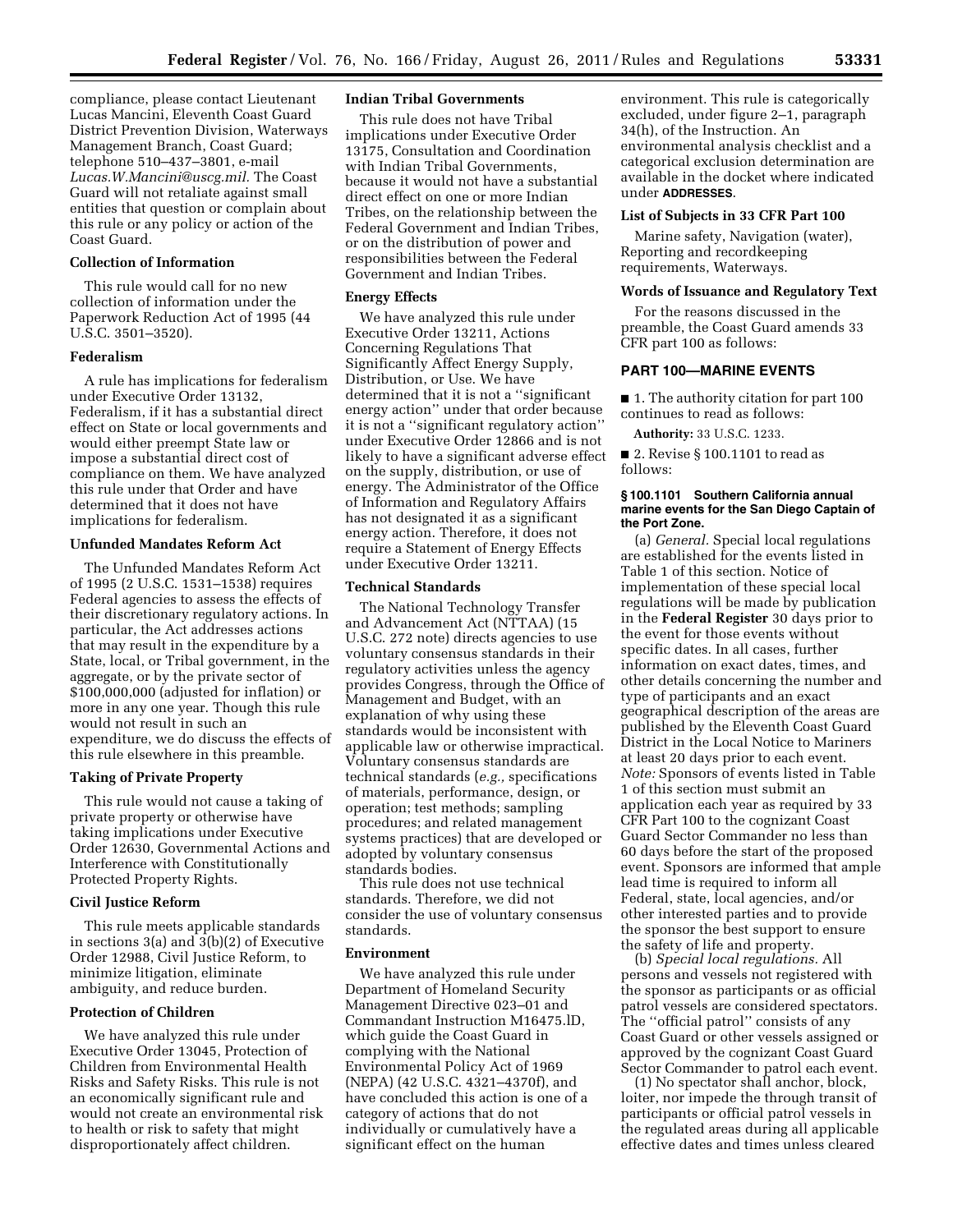compliance, please contact Lieutenant Lucas Mancini, Eleventh Coast Guard District Prevention Division, Waterways Management Branch, Coast Guard; telephone 510–437–3801, e-mail *Lucas.W.Mancini@uscg.mil.* The Coast Guard will not retaliate against small entities that question or complain about this rule or any policy or action of the Coast Guard.

### Collection of Information

This rule would call for no new collection of information under the Paperwork Reduction Act of 1995 (44 U.S.C. 3501–3520).

### Federalism

A rule has implications for federalism under Executive Order 13132, Federalism, if it has a substantial direct effect on State or local governments and would either preempt State law or impose a substantial direct cost of compliance on them. We have analyzed this rule under that Order and have determined that it does not have implications for federalism.

### Unfunded Mandates Reform Act

The Unfunded Mandates Reform Act of 1995 (2 U.S.C. 1531–1538) requires Federal agencies to assess the effects of their discretionary regulatory actions. In particular, the Act addresses actions that may result in the expenditure by a State, local, or Tribal government, in the aggregate, or by the private sector of $100,000,000 (adjusted for inflation) or more in any one year. Though this rule would not result in such an expenditure, we do discuss the effects of this rule elsewhere in this preamble.

### Taking of Private Property

This rule would not cause a taking of private property or otherwise have taking implications under Executive Order 12630, Governmental Actions and Interference with Constitutionally Protected Property Rights.

### Civil Justice Reform

This rule meets applicable standards in sections 3(a) and 3(b)(2) of Executive Order 12988, Civil Justice Reform, to minimize litigation, eliminate ambiguity, and reduce burden.

### Protection of Children

We have analyzed this rule under Executive Order 13045, Protection of Children from Environmental Health Risks and Safety Risks. This rule is not an economically significant rule and would not create an environmental risk to health or risk to safety that might disproportionately affect children.

### Indian Tribal Governments

This rule does not have Tribal implications under Executive Order 13175, Consultation and Coordination with Indian Tribal Governments, because it would not have a substantial direct effect on one or more Indian Tribes, on the relationship between the Federal Government and Indian Tribes, or on the distribution of power and responsibilities between the Federal Government and Indian Tribes.

### Energy Effects

We have analyzed this rule under Executive Order 13211, Actions Concerning Regulations That Significantly Affect Energy Supply, Distribution, or Use. We have determined that it is not a "significant energy action" under that order because it is not a "significant regulatory action" under Executive Order 12866 and is not likely to have a significant adverse effect on the supply, distribution, or use of energy. The Administrator of the Office of Information and Regulatory Affairs has not designated it as a significant energy action. Therefore, it does not require a Statement of Energy Effects under Executive Order 13211.

### Technical Standards

The National Technology Transfer and Advancement Act (NTTAA) (15 U.S.C. 272 note) directs agencies to use voluntary consensus standards in their regulatory activities unless the agency provides Congress, through the Office of Management and Budget, with an explanation of why using these standards would be inconsistent with applicable law or otherwise impractical. Voluntary consensus standards are technical standards (*e.g.,* specifications of materials, performance, design, or operation; test methods; sampling procedures; and related management systems practices) that are developed or adopted by voluntary consensus standards bodies.

This rule does not use technical standards. Therefore, we did not consider the use of voluntary consensus standards.

### Environment

We have analyzed this rule under Department of Homeland Security Management Directive 023–01 and Commandant Instruction M16475.lD, which guide the Coast Guard in complying with the National Environmental Policy Act of 1969 (NEPA) (42 U.S.C. 4321–4370f), and have concluded this action is one of a category of actions that do not individually or cumulatively have a significant effect on the human environment. This rule is categorically excluded, under figure 2–1, paragraph 34(h), of the Instruction. An environmental analysis checklist and a categorical exclusion determination are available in the docket where indicated under **ADDRESSES**.

### List of Subjects in 33 CFR Part 100

Marine safety, Navigation (water), Reporting and recordkeeping requirements, Waterways.

### Words of Issuance and Regulatory Text

For the reasons discussed in the preamble, the Coast Guard amends 33 CFR part 100 as follows:

## PART 100—MARINE EVENTS

■ 1. The authority citation for part 100 continues to read as follows:

**Authority:** 33 U.S.C. 1233.

■ 2. Revise § 100.1101 to read as follows:

#### § 100.1101 Southern California annual marine events for the San Diego Captain of the Port Zone.

(a) *General.* Special local regulations are established for the events listed in Table 1 of this section. Notice of implementation of these special local regulations will be made by publication in the **Federal Register** 30 days prior to the event for those events without specific dates. In all cases, further information on exact dates, times, and other details concerning the number and type of participants and an exact geographical description of the areas are published by the Eleventh Coast Guard District in the Local Notice to Mariners at least 20 days prior to each event. *Note:* Sponsors of events listed in Table 1 of this section must submit an application each year as required by 33 CFR Part 100 to the cognizant Coast Guard Sector Commander no less than 60 days before the start of the proposed event. Sponsors are informed that ample lead time is required to inform all Federal, state, local agencies, and/or other interested parties and to provide the sponsor the best support to ensure the safety of life and property.

(b) *Special local regulations.* All persons and vessels not registered with the sponsor as participants or as official patrol vessels are considered spectators. The "official patrol" consists of any Coast Guard or other vessels assigned or approved by the cognizant Coast Guard Sector Commander to patrol each event.

(1) No spectator shall anchor, block, loiter, nor impede the through transit of participants or official patrol vessels in the regulated areas during all applicable effective dates and times unless cleared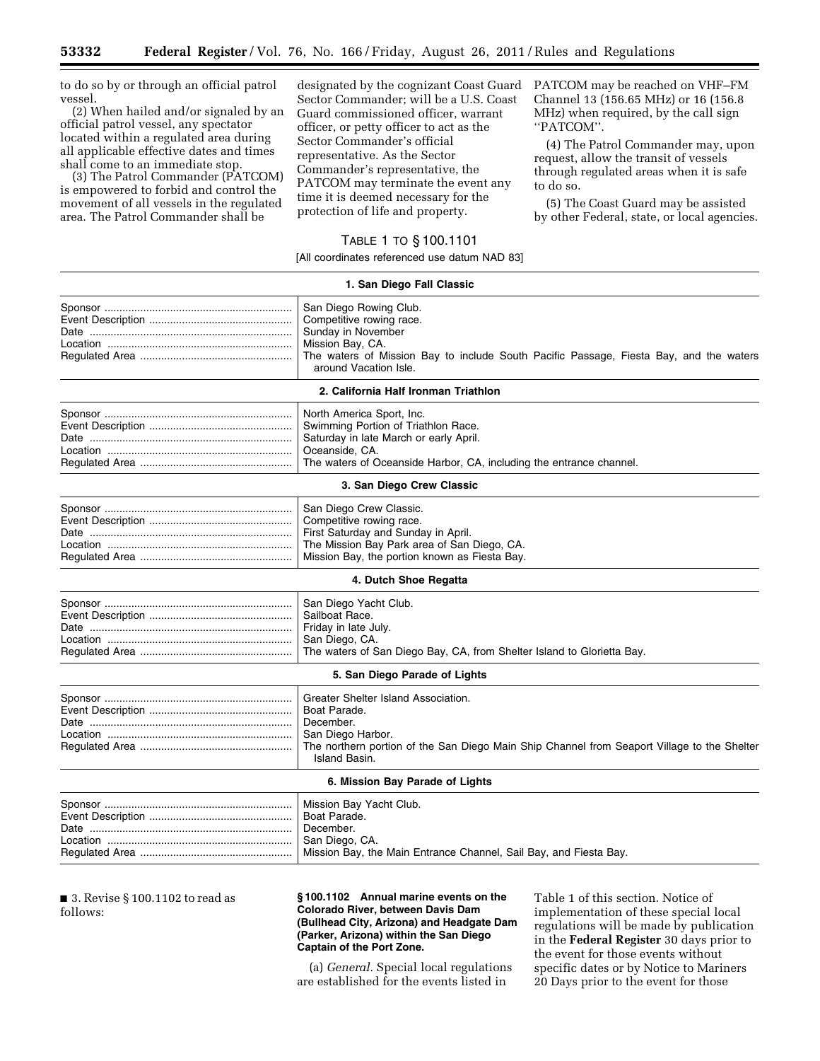to do so by or through an official patrol vessel.

(2) When hailed and/or signaled by an official patrol vessel, any spectator located within a regulated area during all applicable effective dates and times shall come to an immediate stop.

(3) The Patrol Commander (PATCOM) is empowered to forbid and control the movement of all vessels in the regulated area. The Patrol Commander shall be designated by the cognizant Coast Guard Sector Commander; will be a U.S. Coast Guard commissioned officer, warrant officer, or petty officer to act as the Sector Commander's official representative. As the Sector Commander's representative, the PATCOM may terminate the event any time it is deemed necessary for the protection of life and property. PATCOM may be reached on VHF–FM Channel 13 (156.65 MHz) or 16 (156.8 MHz) when required, by the call sign ''PATCOM''.

(4) The Patrol Commander may, upon request, allow the transit of vessels through regulated areas when it is safe to do so.

(5) The Coast Guard may be assisted by other Federal, state, or local agencies.

TABLE 1 TO § 100.1101

[All coordinates referenced use datum NAD 83]

| | |
|---|---|
| **1. San Diego Fall Classic** | |
| Sponsor | San Diego Rowing Club. |
| Event Description | Competitive rowing race. |
| Date | Sunday in November |
| Location | Mission Bay, CA. |
| Regulated Area | The waters of Mission Bay to include South Pacific Passage, Fiesta Bay, and the waters around Vacation Isle. |
| **2. California Half Ironman Triathlon** | |
| Sponsor | North America Sport, Inc. |
| Event Description | Swimming Portion of Triathlon Race. |
| Date | Saturday in late March or early April. |
| Location | Oceanside, CA. |
| Regulated Area | The waters of Oceanside Harbor, CA, including the entrance channel. |
| **3. San Diego Crew Classic** | |
| Sponsor | San Diego Crew Classic. |
| Event Description | Competitive rowing race. |
| Date | First Saturday and Sunday in April. |
| Location | The Mission Bay Park area of San Diego, CA. |
| Regulated Area | Mission Bay, the portion known as Fiesta Bay. |
| **4. Dutch Shoe Regatta** | |
| Sponsor | San Diego Yacht Club. |
| Event Description | Sailboat Race. |
| Date | Friday in late July. |
| Location | San Diego, CA. |
| Regulated Area | The waters of San Diego Bay, CA, from Shelter Island to Glorietta Bay. |
| **5. San Diego Parade of Lights** | |
| Sponsor | Greater Shelter Island Association. |
| Event Description | Boat Parade. |
| Date | December. |
| Location | San Diego Harbor. |
| Regulated Area | The northern portion of the San Diego Main Ship Channel from Seaport Village to the Shelter Island Basin. |
| **6. Mission Bay Parade of Lights** | |
| Sponsor | Mission Bay Yacht Club. |
| Event Description | Boat Parade. |
| Date | December. |
| Location | San Diego, CA. |
| Regulated Area | Mission Bay, the Main Entrance Channel, Sail Bay, and Fiesta Bay. |

■ 3. Revise § 100.1102 to read as follows:

**§ 100.1102 Annual marine events on the Colorado River, between Davis Dam (Bullhead City, Arizona) and Headgate Dam (Parker, Arizona) within the San Diego Captain of the Port Zone.**

(a) *General.* Special local regulations are established for the events listed in Table 1 of this section. Notice of implementation of these special local regulations will be made by publication in the **Federal Register** 30 days prior to the event for those events without specific dates or by Notice to Mariners 20 Days prior to the event for those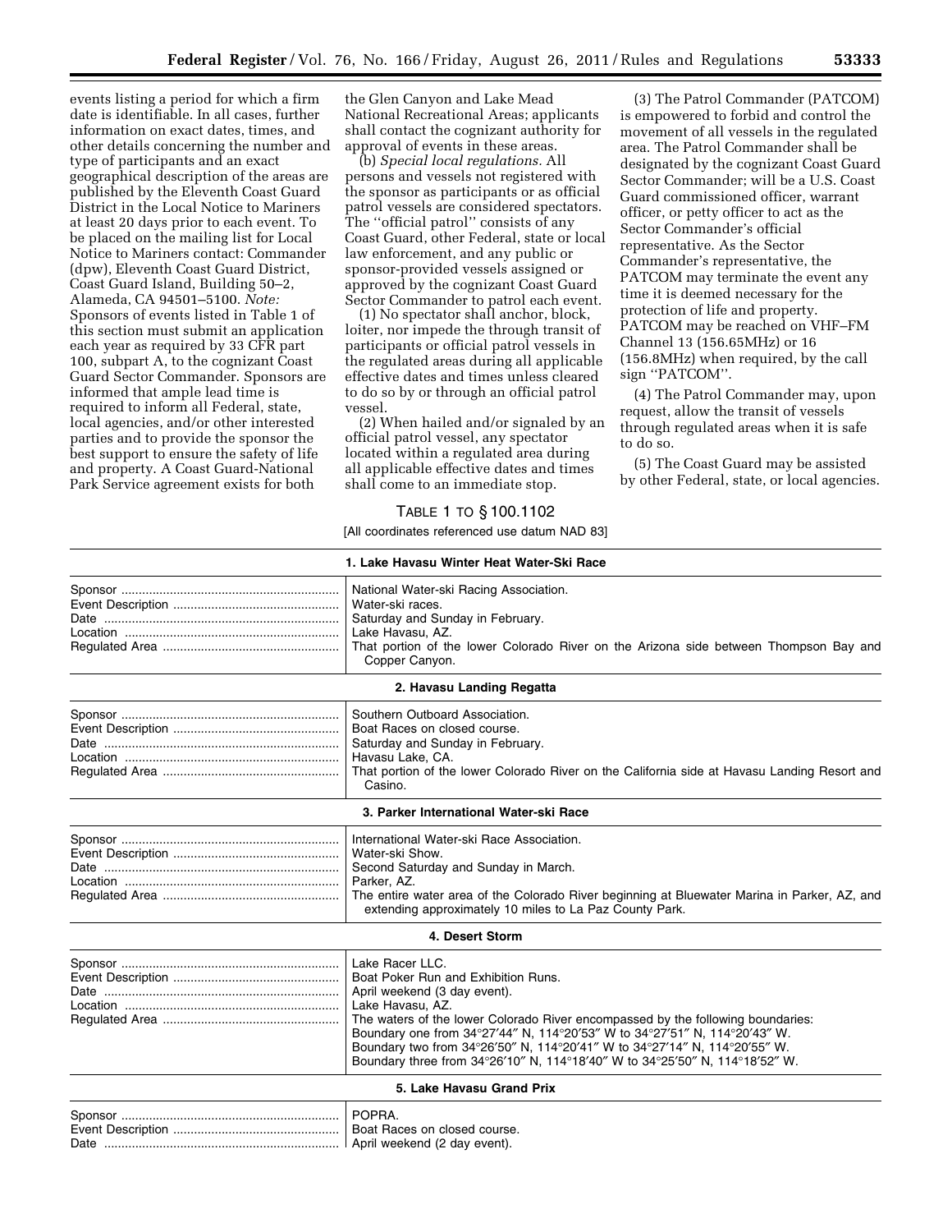events listing a period for which a firm date is identifiable. In all cases, further information on exact dates, times, and other details concerning the number and type of participants and an exact geographical description of the areas are published by the Eleventh Coast Guard District in the Local Notice to Mariners at least 20 days prior to each event. To be placed on the mailing list for Local Notice to Mariners contact: Commander (dpw), Eleventh Coast Guard District, Coast Guard Island, Building 50–2, Alameda, CA 94501–5100. *Note:* Sponsors of events listed in Table 1 of this section must submit an application each year as required by 33 CFR part 100, subpart A, to the cognizant Coast Guard Sector Commander. Sponsors are informed that ample lead time is required to inform all Federal, state, local agencies, and/or other interested parties and to provide the sponsor the best support to ensure the safety of life and property. A Coast Guard-National Park Service agreement exists for both the Glen Canyon and Lake Mead National Recreational Areas; applicants shall contact the cognizant authority for approval of events in these areas.

(b) *Special local regulations.* All persons and vessels not registered with the sponsor as participants or as official patrol vessels are considered spectators. The ''official patrol'' consists of any Coast Guard, other Federal, state or local law enforcement, and any public or sponsor-provided vessels assigned or approved by the cognizant Coast Guard Sector Commander to patrol each event.

(1) No spectator shall anchor, block, loiter, nor impede the through transit of participants or official patrol vessels in the regulated areas during all applicable effective dates and times unless cleared to do so by or through an official patrol vessel.

(2) When hailed and/or signaled by an official patrol vessel, any spectator located within a regulated area during all applicable effective dates and times shall come to an immediate stop.

(3) The Patrol Commander (PATCOM) is empowered to forbid and control the movement of all vessels in the regulated area. The Patrol Commander shall be designated by the cognizant Coast Guard Sector Commander; will be a U.S. Coast Guard commissioned officer, warrant officer, or petty officer to act as the Sector Commander's official representative. As the Sector Commander's representative, the PATCOM may terminate the event any time it is deemed necessary for the protection of life and property. PATCOM may be reached on VHF–FM Channel 13 (156.65MHz) or 16 (156.8MHz) when required, by the call sign ''PATCOM''.

(4) The Patrol Commander may, upon request, allow the transit of vessels through regulated areas when it is safe to do so.

(5) The Coast Guard may be assisted by other Federal, state, or local agencies.

TABLE 1 TO § 100.1102

[All coordinates referenced use datum NAD 83]

| | |
|---|---|
| **1. Lake Havasu Winter Heat Water-Ski Race** | |
| Sponsor | National Water-ski Racing Association. |
| Event Description | Water-ski races. |
| Date | Saturday and Sunday in February. |
| Location | Lake Havasu, AZ. |
| Regulated Area | That portion of the lower Colorado River on the Arizona side between Thompson Bay and Copper Canyon. |
| **2. Havasu Landing Regatta** | |
| Sponsor | Southern Outboard Association. |
| Event Description | Boat Races on closed course. |
| Date | Saturday and Sunday in February. |
| Location | Havasu Lake, CA. |
| Regulated Area | That portion of the lower Colorado River on the California side at Havasu Landing Resort and Casino. |
| **3. Parker International Water-ski Race** | |
| Sponsor | International Water-ski Race Association. |
| Event Description | Water-ski Show. |
| Date | Second Saturday and Sunday in March. |
| Location | Parker, AZ. |
| Regulated Area | The entire water area of the Colorado River beginning at Bluewater Marina in Parker, AZ, and extending approximately 10 miles to La Paz County Park. |
| **4. Desert Storm** | |
| Sponsor | Lake Racer LLC. |
| Event Description | Boat Poker Run and Exhibition Runs. |
| Date | April weekend (3 day event). |
| Location | Lake Havasu, AZ. |
| Regulated Area | The waters of the lower Colorado River encompassed by the following boundaries: Boundary one from 34°27′44″ N, 114°20′53″ W to 34°27′51″ N, 114°20′43″ W. Boundary two from 34°26′50″ N, 114°20′41″ W to 34°27′14″ N, 114°20′55″ W. Boundary three from 34°26′10″ N, 114°18′40″ W to 34°25′50″ N, 114°18′52″ W. |
| **5. Lake Havasu Grand Prix** | |
| Sponsor | POPRA. |
| Event Description | Boat Races on closed course. |
| Date | April weekend (2 day event). |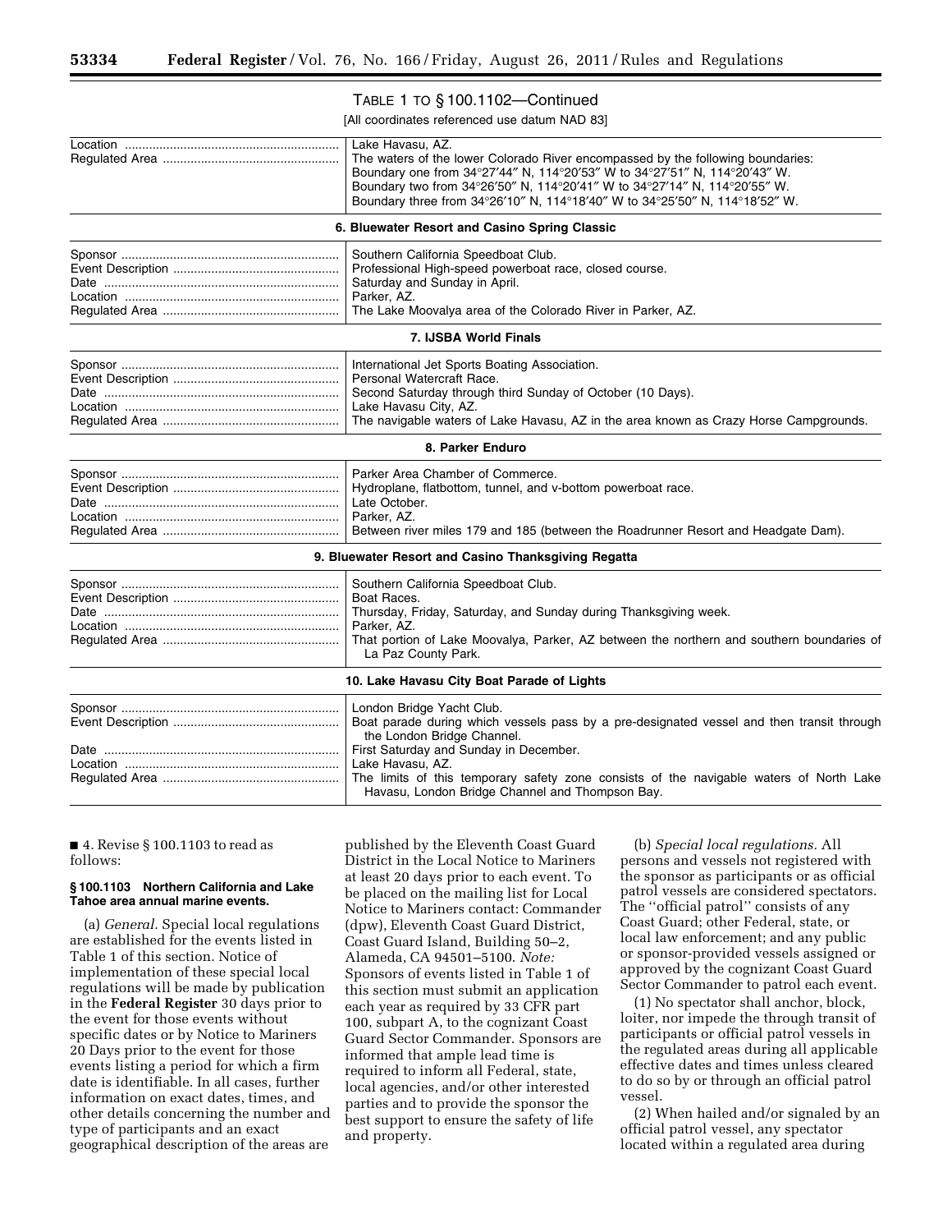TABLE 1 TO § 100.1102—Continued

[All coordinates referenced use datum NAD 83]

| | |
|---|---|
| Location | Lake Havasu, AZ. |
| Regulated Area | The waters of the lower Colorado River encompassed by the following boundaries: Boundary one from 34°27′44″ N, 114°20′53″ W to 34°27′51″ N, 114°20′43″ W. Boundary two from 34°26′50″ N, 114°20′41″ W to 34°27′14″ N, 114°20′55″ W. Boundary three from 34°26′10″ N, 114°18′40″ W to 34°25′50″ N, 114°18′52″ W. |
| **6. Bluewater Resort and Casino Spring Classic** | |
| Sponsor | Southern California Speedboat Club. |
| Event Description | Professional High-speed powerboat race, closed course. |
| Date | Saturday and Sunday in April. |
| Location | Parker, AZ. |
| Regulated Area | The Lake Moovalya area of the Colorado River in Parker, AZ. |
| **7. IJSBA World Finals** | |
| Sponsor | International Jet Sports Boating Association. |
| Event Description | Personal Watercraft Race. |
| Date | Second Saturday through third Sunday of October (10 Days). |
| Location | Lake Havasu City, AZ. |
| Regulated Area | The navigable waters of Lake Havasu, AZ in the area known as Crazy Horse Campgrounds. |
| **8. Parker Enduro** | |
| Sponsor | Parker Area Chamber of Commerce. |
| Event Description | Hydroplane, flatbottom, tunnel, and v-bottom powerboat race. |
| Date | Late October. |
| Location | Parker, AZ. |
| Regulated Area | Between river miles 179 and 185 (between the Roadrunner Resort and Headgate Dam). |
| **9. Bluewater Resort and Casino Thanksgiving Regatta** | |
| Sponsor | Southern California Speedboat Club. |
| Event Description | Boat Races. |
| Date | Thursday, Friday, Saturday, and Sunday during Thanksgiving week. |
| Location | Parker, AZ. |
| Regulated Area | That portion of Lake Moovalya, Parker, AZ between the northern and southern boundaries of La Paz County Park. |
| **10. Lake Havasu City Boat Parade of Lights** | |
| Sponsor | London Bridge Yacht Club. |
| Event Description | Boat parade during which vessels pass by a pre-designated vessel and then transit through the London Bridge Channel. |
| Date | First Saturday and Sunday in December. |
| Location | Lake Havasu, AZ. |
| Regulated Area | The limits of this temporary safety zone consists of the navigable waters of North Lake Havasu, London Bridge Channel and Thompson Bay. |

■ 4. Revise § 100.1103 to read as follows:

### § 100.1103 Northern California and Lake Tahoe area annual marine events.

(a) *General.* Special local regulations are established for the events listed in Table 1 of this section. Notice of implementation of these special local regulations will be made by publication in the **Federal Register** 30 days prior to the event for those events without specific dates or by Notice to Mariners 20 Days prior to the event for those events listing a period for which a firm date is identifiable. In all cases, further information on exact dates, times, and other details concerning the number and type of participants and an exact geographical description of the areas are published by the Eleventh Coast Guard District in the Local Notice to Mariners at least 20 days prior to each event. To be placed on the mailing list for Local Notice to Mariners contact: Commander (dpw), Eleventh Coast Guard District, Coast Guard Island, Building 50–2, Alameda, CA 94501–5100. *Note:* Sponsors of events listed in Table 1 of this section must submit an application each year as required by 33 CFR part 100, subpart A, to the cognizant Coast Guard Sector Commander. Sponsors are informed that ample lead time is required to inform all Federal, state, local agencies, and/or other interested parties and to provide the sponsor the best support to ensure the safety of life and property.

(b) *Special local regulations.* All persons and vessels not registered with the sponsor as participants or as official patrol vessels are considered spectators. The ''official patrol'' consists of any Coast Guard; other Federal, state, or local law enforcement; and any public or sponsor-provided vessels assigned or approved by the cognizant Coast Guard Sector Commander to patrol each event.

(1) No spectator shall anchor, block, loiter, nor impede the through transit of participants or official patrol vessels in the regulated areas during all applicable effective dates and times unless cleared to do so by or through an official patrol vessel.

(2) When hailed and/or signaled by an official patrol vessel, any spectator located within a regulated area during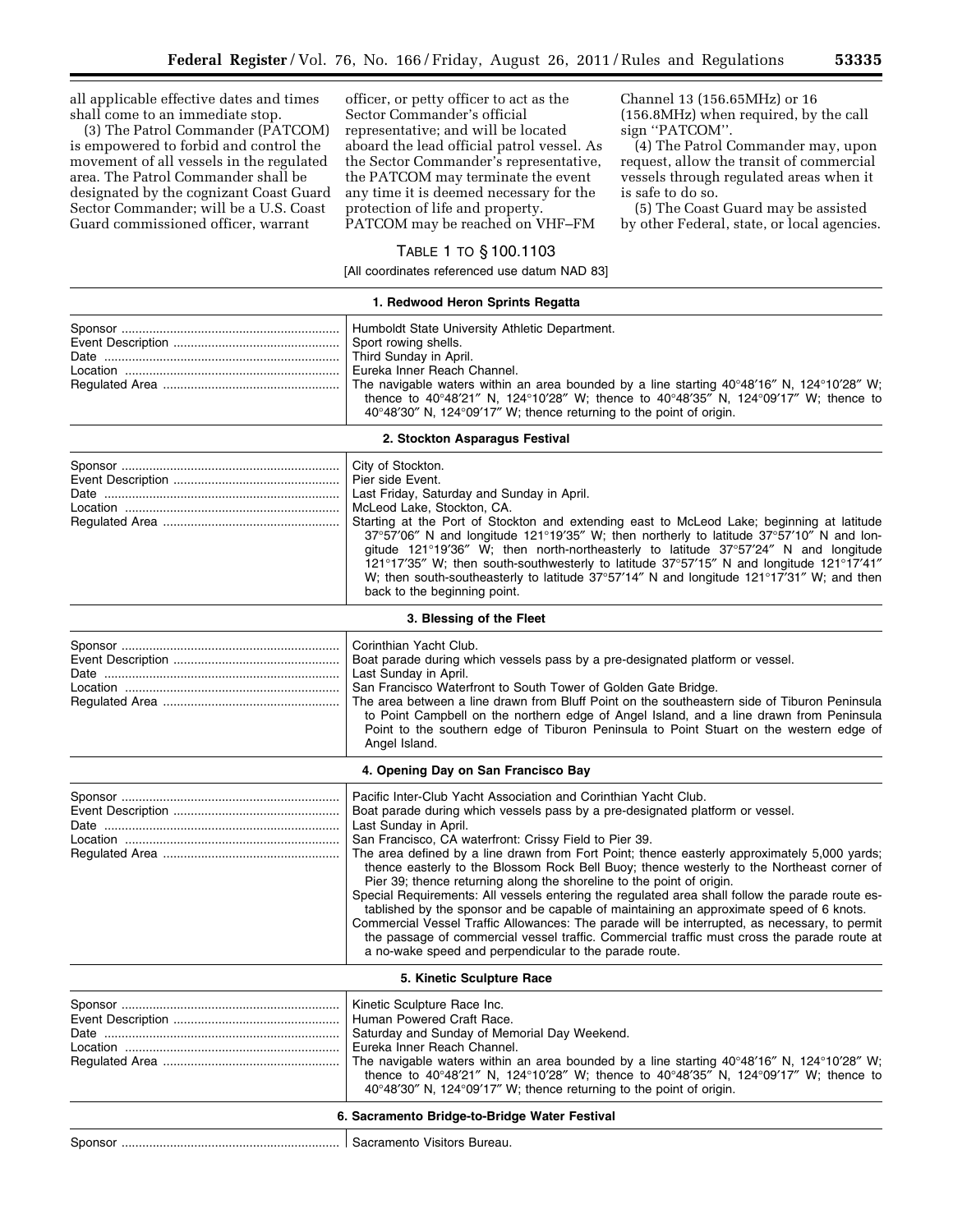all applicable effective dates and times shall come to an immediate stop.

(3) The Patrol Commander (PATCOM) is empowered to forbid and control the movement of all vessels in the regulated area. The Patrol Commander shall be designated by the cognizant Coast Guard Sector Commander; will be a U.S. Coast Guard commissioned officer, warrant officer, or petty officer to act as the Sector Commander's official representative; and will be located aboard the lead official patrol vessel. As the Sector Commander's representative, the PATCOM may terminate the event any time it is deemed necessary for the protection of life and property. PATCOM may be reached on VHF–FM Channel 13 (156.65MHz) or 16 (156.8MHz) when required, by the call sign ''PATCOM''.

(4) The Patrol Commander may, upon request, allow the transit of commercial vessels through regulated areas when it is safe to do so.

(5) The Coast Guard may be assisted by other Federal, state, or local agencies.

TABLE 1 TO § 100.1103

[All coordinates referenced use datum NAD 83]

| | |
|---|---|
| **1. Redwood Heron Sprints Regatta** | |
| Sponsor | Humboldt State University Athletic Department. |
| Event Description | Sport rowing shells. |
| Date | Third Sunday in April. |
| Location | Eureka Inner Reach Channel. |
| Regulated Area | The navigable waters within an area bounded by a line starting 40°48′16″ N, 124°10′28″ W; thence to 40°48′21″ N, 124°10′28″ W; thence to 40°48′35″ N, 124°09′17″ W; thence to 40°48′30″ N, 124°09′17″ W; thence returning to the point of origin. |
| **2. Stockton Asparagus Festival** | |
| Sponsor | City of Stockton. |
| Event Description | Pier side Event. |
| Date | Last Friday, Saturday and Sunday in April. |
| Location | McLeod Lake, Stockton, CA. |
| Regulated Area | Starting at the Port of Stockton and extending east to McLeod Lake; beginning at latitude 37°57′06″ N and longitude 121°19′35″ W; then northerly to latitude 37°57′10″ N and longitude 121°19′36″ W; then north-northeasterly to latitude 37°57′24″ N and longitude 121°17′35″ W; then south-southwesterly to latitude 37°57′15″ N and longitude 121°17′41″ W; then south-southeasterly to latitude 37°57′14″ N and longitude 121°17′31″ W; and then back to the beginning point. |
| **3. Blessing of the Fleet** | |
| Sponsor | Corinthian Yacht Club. |
| Event Description | Boat parade during which vessels pass by a pre-designated platform or vessel. |
| Date | Last Sunday in April. |
| Location | San Francisco Waterfront to South Tower of Golden Gate Bridge. |
| Regulated Area | The area between a line drawn from Bluff Point on the southeastern side of Tiburon Peninsula to Point Campbell on the northern edge of Angel Island, and a line drawn from Peninsula Point to the southern edge of Tiburon Peninsula to Point Stuart on the western edge of Angel Island. |
| **4. Opening Day on San Francisco Bay** | |
| Sponsor | Pacific Inter-Club Yacht Association and Corinthian Yacht Club. |
| Event Description | Boat parade during which vessels pass by a pre-designated platform or vessel. |
| Date | Last Sunday in April. |
| Location | San Francisco, CA waterfront: Crissy Field to Pier 39. |
| Regulated Area | The area defined by a line drawn from Fort Point; thence easterly approximately 5,000 yards; thence easterly to the Blossom Rock Bell Buoy; thence westerly to the Northeast corner of Pier 39; thence returning along the shoreline to the point of origin.<br>Special Requirements: All vessels entering the regulated area shall follow the parade route established by the sponsor and be capable of maintaining an approximate speed of 6 knots.<br>Commercial Vessel Traffic Allowances: The parade will be interrupted, as necessary, to permit the passage of commercial vessel traffic. Commercial traffic must cross the parade route at a no-wake speed and perpendicular to the parade route. |
| **5. Kinetic Sculpture Race** | |
| Sponsor | Kinetic Sculpture Race Inc. |
| Event Description | Human Powered Craft Race. |
| Date | Saturday and Sunday of Memorial Day Weekend. |
| Location | Eureka Inner Reach Channel. |
| Regulated Area | The navigable waters within an area bounded by a line starting 40°48′16″ N, 124°10′28″ W; thence to 40°48′21″ N, 124°10′28″ W; thence to 40°48′35″ N, 124°09′17″ W; thence to 40°48′30″ N, 124°09′17″ W; thence returning to the point of origin. |
| **6. Sacramento Bridge-to-Bridge Water Festival** | |
| Sponsor | Sacramento Visitors Bureau. |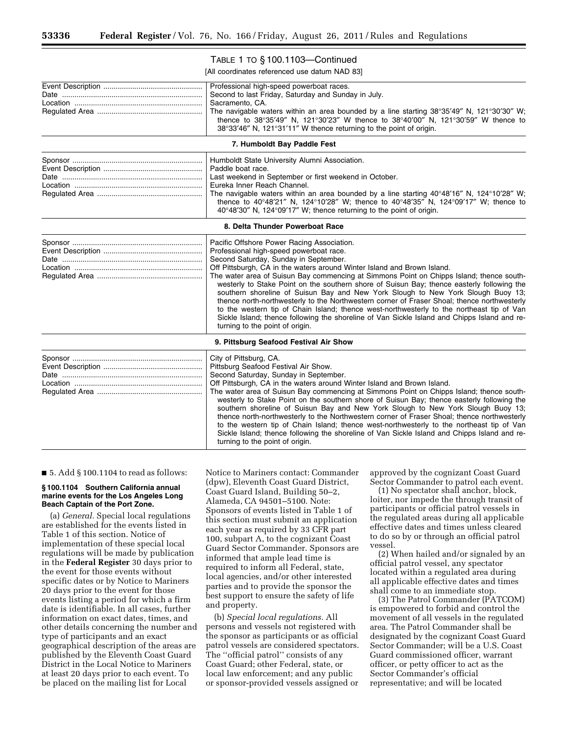TABLE 1 TO § 100.1103—Continued

[All coordinates referenced use datum NAD 83]

| | |
|---|---|
| Event Description | Professional high-speed powerboat races. |
| Date | Second to last Friday, Saturday and Sunday in July. |
| Location | Sacramento, CA. |
| Regulated Area | The navigable waters within an area bounded by a line starting 38°35′49″ N, 121°30′30″ W; thence to 38°35′49″ N, 121°30′23″ W thence to 38°40′00″ N, 121°30′59″ W thence to 38°33′46″ N, 121°31′11″ W thence returning to the point of origin. |
| **7. Humboldt Bay Paddle Fest** | |
| Sponsor | Humboldt State University Alumni Association. |
| Event Description | Paddle boat race. |
| Date | Last weekend in September or first weekend in October. |
| Location | Eureka Inner Reach Channel. |
| Regulated Area | The navigable waters within an area bounded by a line starting 40°48′16″ N, 124°10′28″ W; thence to 40°48′21″ N, 124°10′28″ W; thence to 40°48′35″ N, 124°09′17″ W; thence to 40°48′30″ N, 124°09′17″ W; thence returning to the point of origin. |
| **8. Delta Thunder Powerboat Race** | |
| Sponsor | Pacific Offshore Power Racing Association. |
| Event Description | Professional high-speed powerboat race. |
| Date | Second Saturday, Sunday in September. |
| Location | Off Pittsburgh, CA in the waters around Winter Island and Brown Island. |
| Regulated Area | The water area of Suisun Bay commencing at Simmons Point on Chipps Island; thence south-westerly to Stake Point on the southern shore of Suisun Bay; thence easterly following the southern shoreline of Suisun Bay and New York Slough to New York Slough Buoy 13; thence north-northwesterly to the Northwestern corner of Fraser Shoal; thence northwesterly to the western tip of Chain Island; thence west-northwesterly to the northeast tip of Van Sickle Island; thence following the shoreline of Van Sickle Island and Chipps Island and returning to the point of origin. |
| **9. Pittsburg Seafood Festival Air Show** | |
| Sponsor | City of Pittsburg, CA. |
| Event Description | Pittsburg Seafood Festival Air Show. |
| Date | Second Saturday, Sunday in September. |
| Location | Off Pittsburgh, CA in the waters around Winter Island and Brown Island. |
| Regulated Area | The water area of Suisun Bay commencing at Simmons Point on Chipps Island; thence south-westerly to Stake Point on the southern shore of Suisun Bay; thence easterly following the southern shoreline of Suisun Bay and New York Slough to New York Slough Buoy 13; thence north-northwesterly to the Northwestern corner of Fraser Shoal; thence northwesterly to the western tip of Chain Island; thence west-northwesterly to the northeast tip of Van Sickle Island; thence following the shoreline of Van Sickle Island and Chipps Island and returning to the point of origin. |

■ 5. Add § 100.1104 to read as follows:

**§ 100.1104 Southern California annual marine events for the Los Angeles Long Beach Captain of the Port Zone.**

(a) *General.* Special local regulations are established for the events listed in Table 1 of this section. Notice of implementation of these special local regulations will be made by publication in the **Federal Register** 30 days prior to the event for those events without specific dates or by Notice to Mariners 20 days prior to the event for those events listing a period for which a firm date is identifiable. In all cases, further information on exact dates, times, and other details concerning the number and type of participants and an exact geographical description of the areas are published by the Eleventh Coast Guard District in the Local Notice to Mariners at least 20 days prior to each event. To be placed on the mailing list for Local Notice to Mariners contact: Commander (dpw), Eleventh Coast Guard District, Coast Guard Island, Building 50–2, Alameda, CA 94501–5100. Note: Sponsors of events listed in Table 1 of this section must submit an application each year as required by 33 CFR part 100, subpart A, to the cognizant Coast Guard Sector Commander. Sponsors are informed that ample lead time is required to inform all Federal, state, local agencies, and/or other interested parties and to provide the sponsor the best support to ensure the safety of life and property.

(b) *Special local regulations.* All persons and vessels not registered with the sponsor as participants or as official patrol vessels are considered spectators. The ''official patrol'' consists of any Coast Guard; other Federal, state, or local law enforcement; and any public or sponsor-provided vessels assigned or approved by the cognizant Coast Guard Sector Commander to patrol each event.

(1) No spectator shall anchor, block, loiter, nor impede the through transit of participants or official patrol vessels in the regulated areas during all applicable effective dates and times unless cleared to do so by or through an official patrol vessel.

(2) When hailed and/or signaled by an official patrol vessel, any spectator located within a regulated area during all applicable effective dates and times shall come to an immediate stop.

(3) The Patrol Commander (PATCOM) is empowered to forbid and control the movement of all vessels in the regulated area. The Patrol Commander shall be designated by the cognizant Coast Guard Sector Commander; will be a U.S. Coast Guard commissioned officer, warrant officer, or petty officer to act as the Sector Commander's official representative; and will be located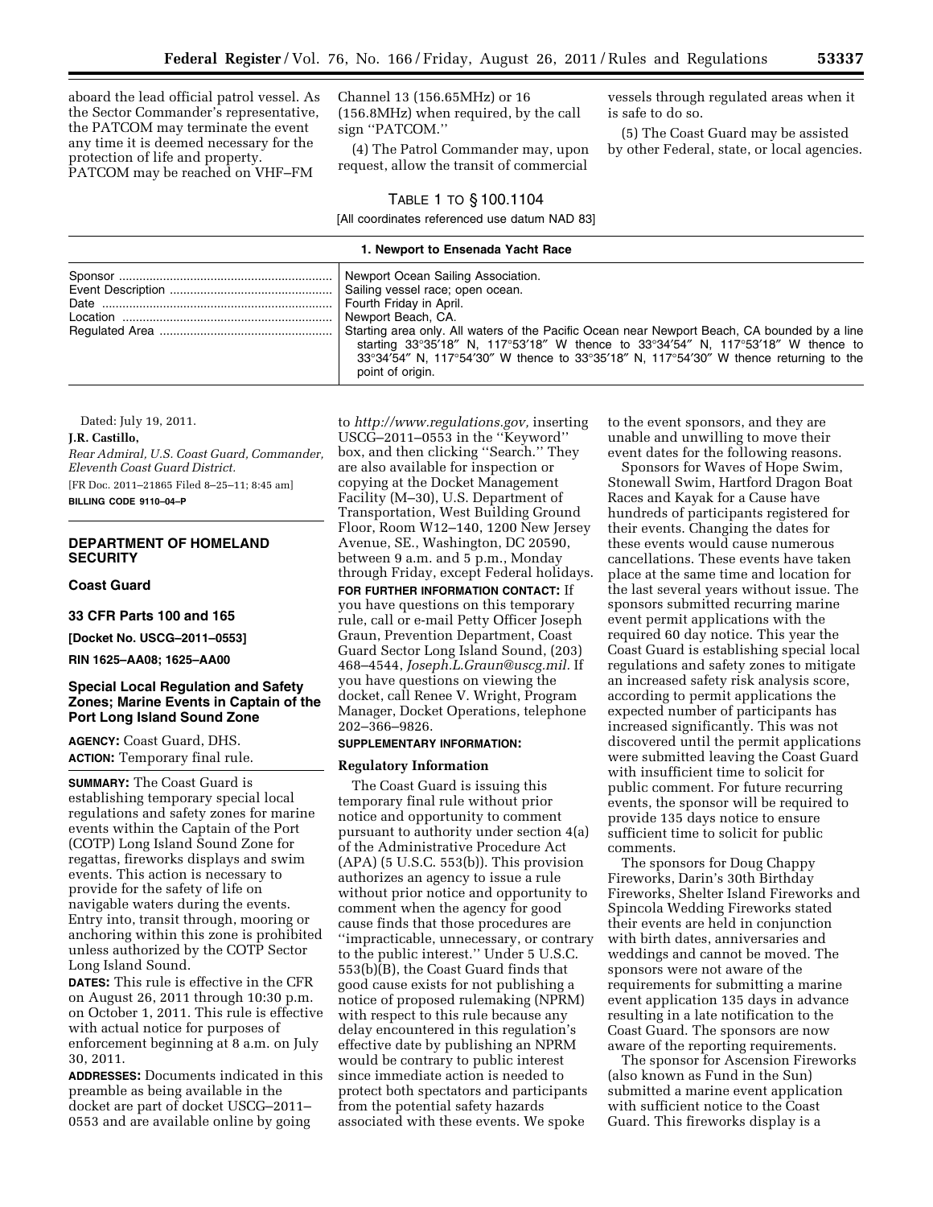aboard the lead official patrol vessel. As the Sector Commander's representative, the PATCOM may terminate the event any time it is deemed necessary for the protection of life and property. PATCOM may be reached on VHF–FM Channel 13 (156.65MHz) or 16 (156.8MHz) when required, by the call sign "PATCOM."

(4) The Patrol Commander may, upon request, allow the transit of commercial vessels through regulated areas when it is safe to do so.

(5) The Coast Guard may be assisted by other Federal, state, or local agencies.

TABLE 1 TO § 100.1104

[All coordinates referenced use datum NAD 83]

| 1. Newport to Ensenada Yacht Race | |
|---|---|
| Sponsor | Newport Ocean Sailing Association. |
| Event Description | Sailing vessel race; open ocean. |
| Date | Fourth Friday in April. |
| Location | Newport Beach, CA. |
| Regulated Area | Starting area only. All waters of the Pacific Ocean near Newport Beach, CA bounded by a line starting 33°35′18″ N, 117°53′18″ W thence to 33°34′54″ N, 117°53′18″ W thence to 33°34′54″ N, 117°54′30″ W thence to 33°35′18″ N, 117°54′30″ W thence returning to the point of origin. |

Dated: July 19, 2011.

**J.R. Castillo,**

*Rear Admiral, U.S. Coast Guard, Commander, Eleventh Coast Guard District.*

[FR Doc. 2011–21865 Filed 8–25–11; 8:45 am]

**BILLING CODE 9110–04–P**

## DEPARTMENT OF HOMELAND SECURITY

### Coast Guard

### 33 CFR Parts 100 and 165

**[Docket No. USCG–2011–0553]**

**RIN 1625–AA08; 1625–AA00**

### Special Local Regulation and Safety Zones; Marine Events in Captain of the Port Long Island Sound Zone

**AGENCY:** Coast Guard, DHS.

**ACTION:** Temporary final rule.

**SUMMARY:** The Coast Guard is establishing temporary special local regulations and safety zones for marine events within the Captain of the Port (COTP) Long Island Sound Zone for regattas, fireworks displays and swim events. This action is necessary to provide for the safety of life on navigable waters during the events. Entry into, transit through, mooring or anchoring within this zone is prohibited unless authorized by the COTP Sector Long Island Sound.

**DATES:** This rule is effective in the CFR on August 26, 2011 through 10:30 p.m. on October 1, 2011. This rule is effective with actual notice for purposes of enforcement beginning at 8 a.m. on July 30, 2011.

**ADDRESSES:** Documents indicated in this preamble as being available in the docket are part of docket USCG–2011–0553 and are available online by going to *http://www.regulations.gov,* inserting USCG–2011–0553 in the "Keyword" box, and then clicking "Search." They are also available for inspection or copying at the Docket Management Facility (M–30), U.S. Department of Transportation, West Building Ground Floor, Room W12–140, 1200 New Jersey Avenue, SE., Washington, DC 20590, between 9 a.m. and 5 p.m., Monday through Friday, except Federal holidays.

**FOR FURTHER INFORMATION CONTACT:** If you have questions on this temporary rule, call or e-mail Petty Officer Joseph Graun, Prevention Department, Coast Guard Sector Long Island Sound, (203) 468–4544, *Joseph.L.Graun@uscg.mil.* If you have questions on viewing the docket, call Renee V. Wright, Program Manager, Docket Operations, telephone 202–366–9826.

**SUPPLEMENTARY INFORMATION:**

#### Regulatory Information

The Coast Guard is issuing this temporary final rule without prior notice and opportunity to comment pursuant to authority under section 4(a) of the Administrative Procedure Act (APA) (5 U.S.C. 553(b)). This provision authorizes an agency to issue a rule without prior notice and opportunity to comment when the agency for good cause finds that those procedures are "impracticable, unnecessary, or contrary to the public interest." Under 5 U.S.C. 553(b)(B), the Coast Guard finds that good cause exists for not publishing a notice of proposed rulemaking (NPRM) with respect to this rule because any delay encountered in this regulation's effective date by publishing an NPRM would be contrary to public interest since immediate action is needed to protect both spectators and participants from the potential safety hazards associated with these events. We spoke to the event sponsors, and they are unable and unwilling to move their event dates for the following reasons.

Sponsors for Waves of Hope Swim, Stonewall Swim, Hartford Dragon Boat Races and Kayak for a Cause have hundreds of participants registered for their events. Changing the dates for these events would cause numerous cancellations. These events have taken place at the same time and location for the last several years without issue. The sponsors submitted recurring marine event permit applications with the required 60 day notice. This year the Coast Guard is establishing special local regulations and safety zones to mitigate an increased safety risk analysis score, according to permit applications the expected number of participants has increased significantly. This was not discovered until the permit applications were submitted leaving the Coast Guard with insufficient time to solicit for public comment. For future recurring events, the sponsor will be required to provide 135 days notice to ensure sufficient time to solicit for public comments.

The sponsors for Doug Chappy Fireworks, Darin's 30th Birthday Fireworks, Shelter Island Fireworks and Spincola Wedding Fireworks stated their events are held in conjunction with birth dates, anniversaries and weddings and cannot be moved. The sponsors were not aware of the requirements for submitting a marine event application 135 days in advance resulting in a late notification to the Coast Guard. The sponsors are now aware of the reporting requirements.

The sponsor for Ascension Fireworks (also known as Fund in the Sun) submitted a marine event application with sufficient notice to the Coast Guard. This fireworks display is a